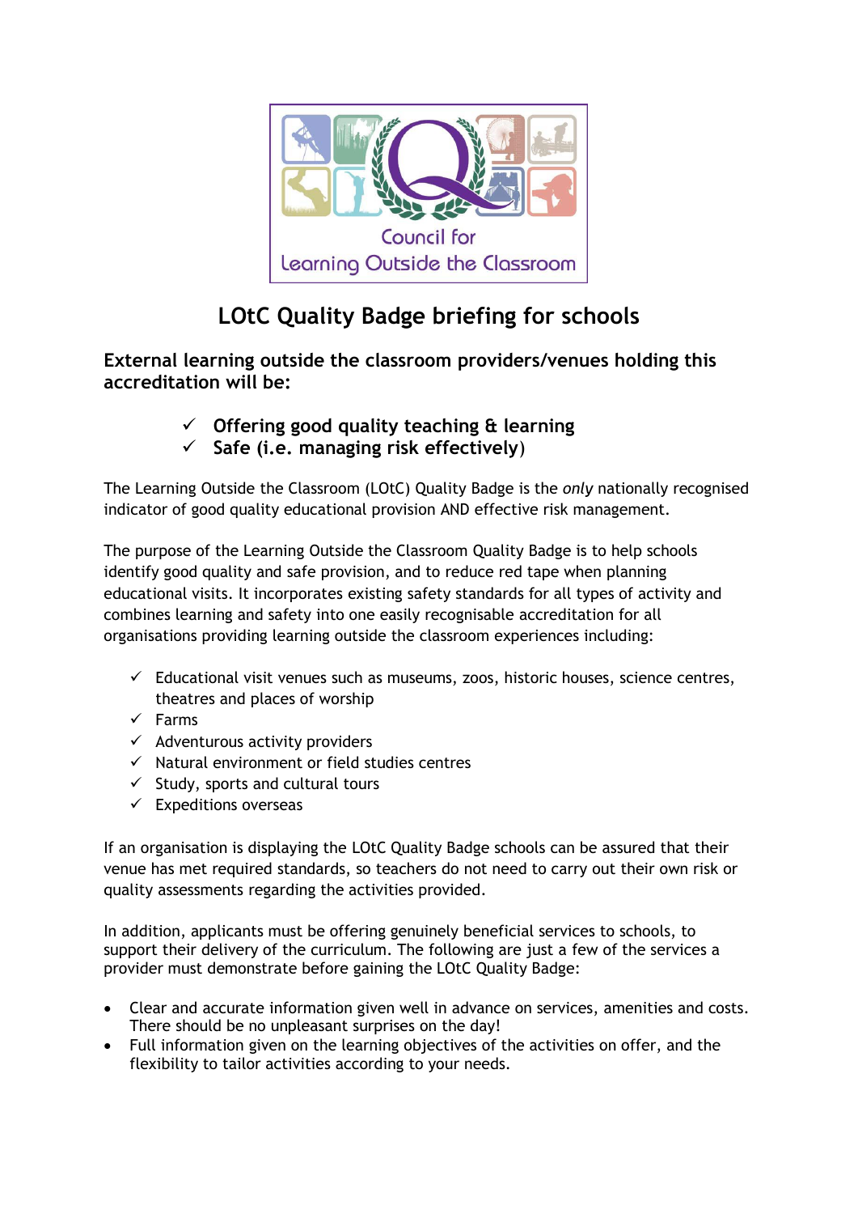Council for Learning Outside the Classroom

# LOtC Quality Badge briefing for schools

**External learning outside the classroom providers/venues holding this accreditation will be:**

- ✓ **Offering good quality teaching & learning**
- ✓ **Safe (i.e. managing risk effectively)**

The Learning Outside the Classroom (LOtC) Quality Badge is the *only* nationally recognised indicator of good quality educational provision AND effective risk management.

The purpose of the Learning Outside the Classroom Quality Badge is to help schools identify good quality and safe provision, and to reduce red tape when planning educational visits. It incorporates existing safety standards for all types of activity and combines learning and safety into one easily recognisable accreditation for all organisations providing learning outside the classroom experiences including:

- ✓ Educational visit venues such as museums, zoos, historic houses, science centres, theatres and places of worship
- ✓ Farms
- ✓ Adventurous activity providers
- ✓ Natural environment or field studies centres
- ✓ Study, sports and cultural tours
- ✓ Expeditions overseas

If an organisation is displaying the LOtC Quality Badge schools can be assured that their venue has met required standards, so teachers do not need to carry out their own risk or quality assessments regarding the activities provided.

In addition, applicants must be offering genuinely beneficial services to schools, to support their delivery of the curriculum. The following are just a few of the services a provider must demonstrate before gaining the LOtC Quality Badge:

- Clear and accurate information given well in advance on services, amenities and costs. There should be no unpleasant surprises on the day!
- Full information given on the learning objectives of the activities on offer, and the flexibility to tailor activities according to your needs.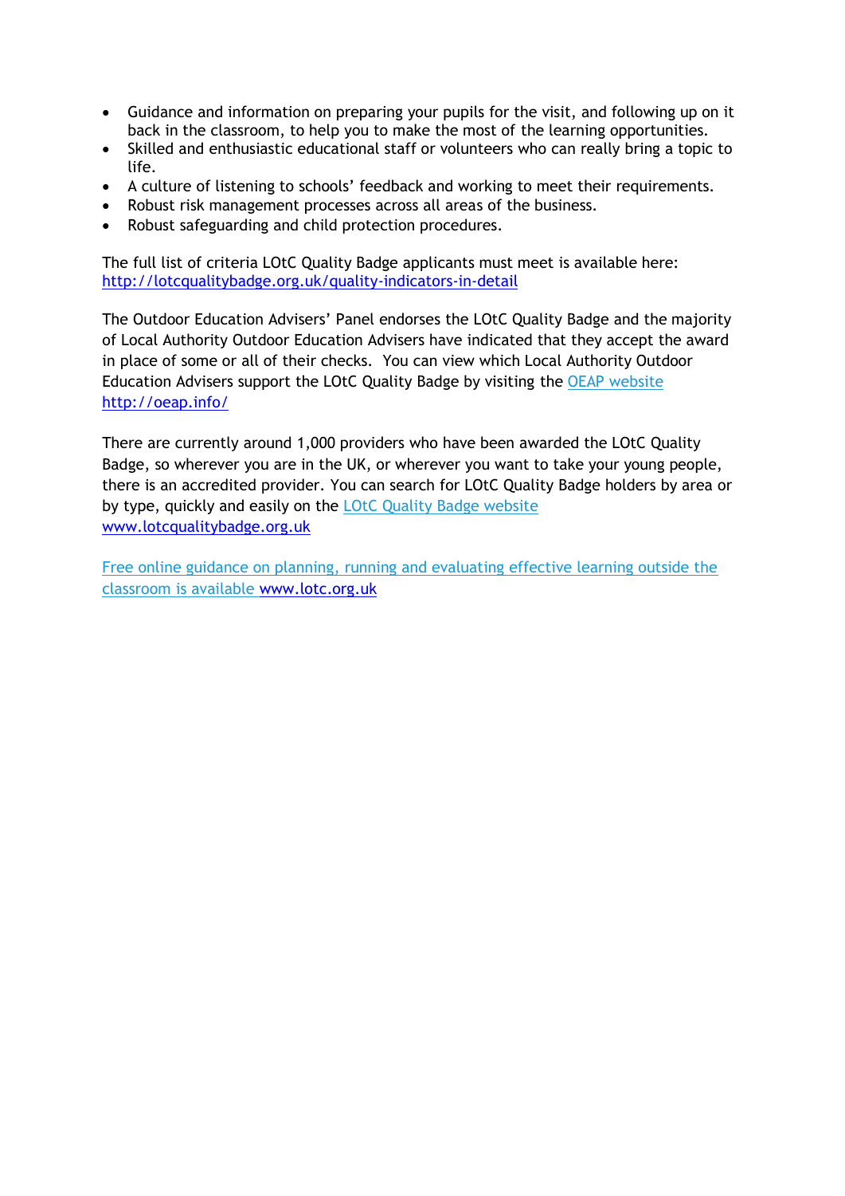- Guidance and information on preparing your pupils for the visit, and following up on it back in the classroom, to help you to make the most of the learning opportunities.
- Skilled and enthusiastic educational staff or volunteers who can really bring a topic to life.
- A culture of listening to schools' feedback and working to meet their requirements.
- Robust risk management processes across all areas of the business.
- Robust safeguarding and child protection procedures.

The full list of criteria LOtC Quality Badge applicants must meet is available here: [http://lotcqualitybadge.org.uk/quality-indicators-in-detail](http://lotcqualitybadge.org.uk/quality-indicators-in-detail)

The Outdoor Education Advisers' Panel endorses the LOtC Quality Badge and the majority of Local Authority Outdoor Education Advisers have indicated that they accept the award in place of some or all of their checks.  You can view which Local Authority Outdoor Education Advisers support the LOtC Quality Badge by visiting the [OEAP website](http://oeap.info/) [http://oeap.info/](http://oeap.info/)

There are currently around 1,000 providers who have been awarded the LOtC Quality Badge, so wherever you are in the UK, or wherever you want to take your young people, there is an accredited provider. You can search for LOtC Quality Badge holders by area or by type, quickly and easily on the [LOtC Quality Badge website](http://www.lotcqualitybadge.org.uk) [www.lotcqualitybadge.org.uk](http://www.lotcqualitybadge.org.uk)

[Free online guidance on planning, running and evaluating effective learning outside the classroom is available](http://www.lotc.org.uk) [www.lotc.org.uk](http://www.lotc.org.uk)